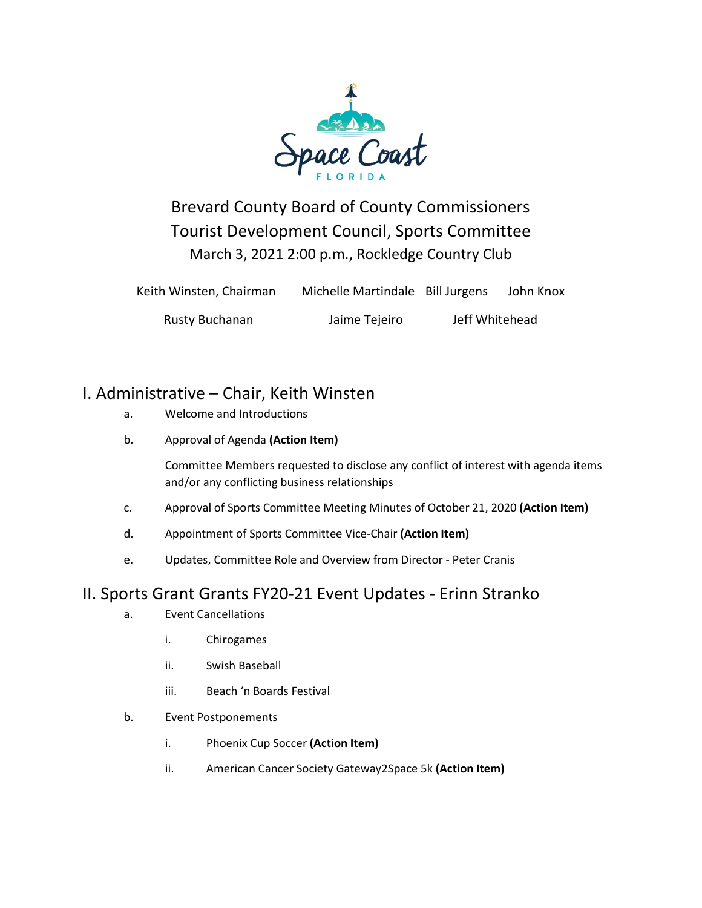Brevard County Board of County Commissioners
Tourist Development Council, Sports Committee
March 3, 2021 2:00 p.m., Rockledge Country Club

Keith Winsten, Chairman Michelle Martindale Bill Jurgens John Knox

Rusty Buchanan Jaime Tejeiro Jeff Whitehead

## I. Administrative – Chair, Keith Winsten

a. Welcome and Introductions

b. Approval of Agenda **(Action Item)**

Committee Members requested to disclose any conflict of interest with agenda items and/or any conflicting business relationships

c. Approval of Sports Committee Meeting Minutes of October 21, 2020 **(Action Item)**

d. Appointment of Sports Committee Vice-Chair **(Action Item)**

e. Updates, Committee Role and Overview from Director - Peter Cranis

## II. Sports Grant Grants FY20-21 Event Updates - Erinn Stranko

a. Event Cancellations

i. Chirogames

ii. Swish Baseball

iii. Beach 'n Boards Festival

b. Event Postponements

i. Phoenix Cup Soccer **(Action Item)**

ii. American Cancer Society Gateway2Space 5k **(Action Item)**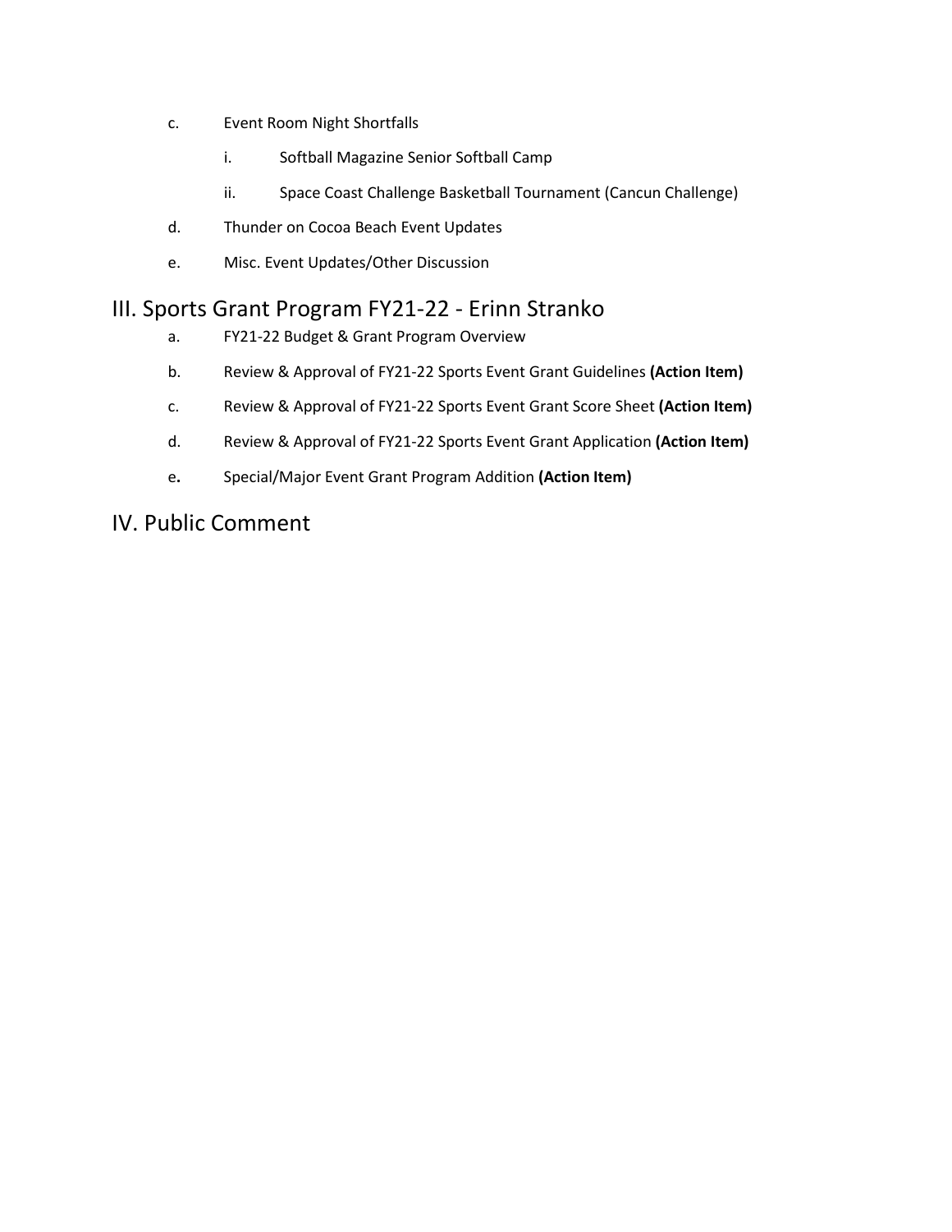c. Event Room Night Shortfalls

   i. Softball Magazine Senior Softball Camp

   ii. Space Coast Challenge Basketball Tournament (Cancun Challenge)

d. Thunder on Cocoa Beach Event Updates

e. Misc. Event Updates/Other Discussion

## III. Sports Grant Program FY21-22 - Erinn Stranko

a. FY21-22 Budget & Grant Program Overview

b. Review & Approval of FY21-22 Sports Event Grant Guidelines **(Action Item)**

c. Review & Approval of FY21-22 Sports Event Grant Score Sheet **(Action Item)**

d. Review & Approval of FY21-22 Sports Event Grant Application **(Action Item)**

e**.** Special/Major Event Grant Program Addition **(Action Item)**

## IV. Public Comment